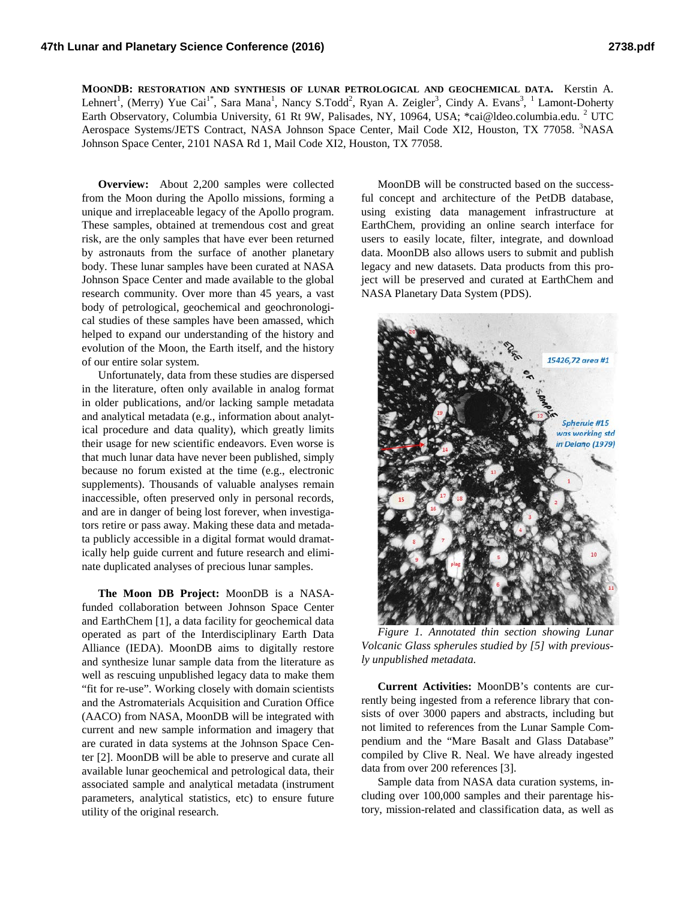**MOONDB: RESTORATION AND SYNTHESIS OF LUNAR PETROLOGICAL AND GEOCHEMICAL DATA.** Kerstin A. Lehnert[1], (Merry) Yue Cai[1*], Sara Mana[1], Nancy S.Todd[2], Ryan A. Zeigler[3], Cindy A. Evans[3], [1] Lamont-Doherty Earth Observatory, Columbia University, 61 Rt 9W, Palisades, NY, 10964, USA; *cai@ldeo.columbia.edu. [2] UTC Aerospace Systems/JETS Contract, NASA Johnson Space Center, Mail Code XI2, Houston, TX 77058. [3]NASA Johnson Space Center, 2101 NASA Rd 1, Mail Code XI2, Houston, TX 77058.

**Overview:** About 2,200 samples were collected from the Moon during the Apollo missions, forming a unique and irreplaceable legacy of the Apollo program. These samples, obtained at tremendous cost and great risk, are the only samples that have ever been returned by astronauts from the surface of another planetary body. These lunar samples have been curated at NASA Johnson Space Center and made available to the global research community. Over more than 45 years, a vast body of petrological, geochemical and geochronological studies of these samples have been amassed, which helped to expand our understanding of the history and evolution of the Moon, the Earth itself, and the history of our entire solar system.

Unfortunately, data from these studies are dispersed in the literature, often only available in analog format in older publications, and/or lacking sample metadata and analytical metadata (e.g., information about analytical procedure and data quality), which greatly limits their usage for new scientific endeavors. Even worse is that much lunar data have never been published, simply because no forum existed at the time (e.g., electronic supplements). Thousands of valuable analyses remain inaccessible, often preserved only in personal records, and are in danger of being lost forever, when investigators retire or pass away. Making these data and metadata publicly accessible in a digital format would dramatically help guide current and future research and eliminate duplicated analyses of precious lunar samples.

**The Moon DB Project:** MoonDB is a NASA-funded collaboration between Johnson Space Center and EarthChem [1], a data facility for geochemical data operated as part of the Interdisciplinary Earth Data Alliance (IEDA). MoonDB aims to digitally restore and synthesize lunar sample data from the literature as well as rescuing unpublished legacy data to make them "fit for re-use". Working closely with domain scientists and the Astromaterials Acquisition and Curation Office (AACO) from NASA, MoonDB will be integrated with current and new sample information and imagery that are curated in data systems at the Johnson Space Center [2]. MoonDB will be able to preserve and curate all available lunar geochemical and petrological data, their associated sample and analytical metadata (instrument parameters, analytical statistics, etc) to ensure future utility of the original research.

MoonDB will be constructed based on the successful concept and architecture of the PetDB database, using existing data management infrastructure at EarthChem, providing an online search interface for users to easily locate, filter, integrate, and download data. MoonDB also allows users to submit and publish legacy and new datasets. Data products from this project will be preserved and curated at EarthChem and NASA Planetary Data System (PDS).

*Figure 1. Annotated thin section showing Lunar Volcanic Glass spherules studied by [5] with previously unpublished metadata.*

**Current Activities:** MoonDB's contents are currently being ingested from a reference library that consists of over 3000 papers and abstracts, including but not limited to references from the Lunar Sample Compendium and the "Mare Basalt and Glass Database" compiled by Clive R. Neal. We have already ingested data from over 200 references [3].

Sample data from NASA data curation systems, including over 100,000 samples and their parentage history, mission-related and classification data, as well as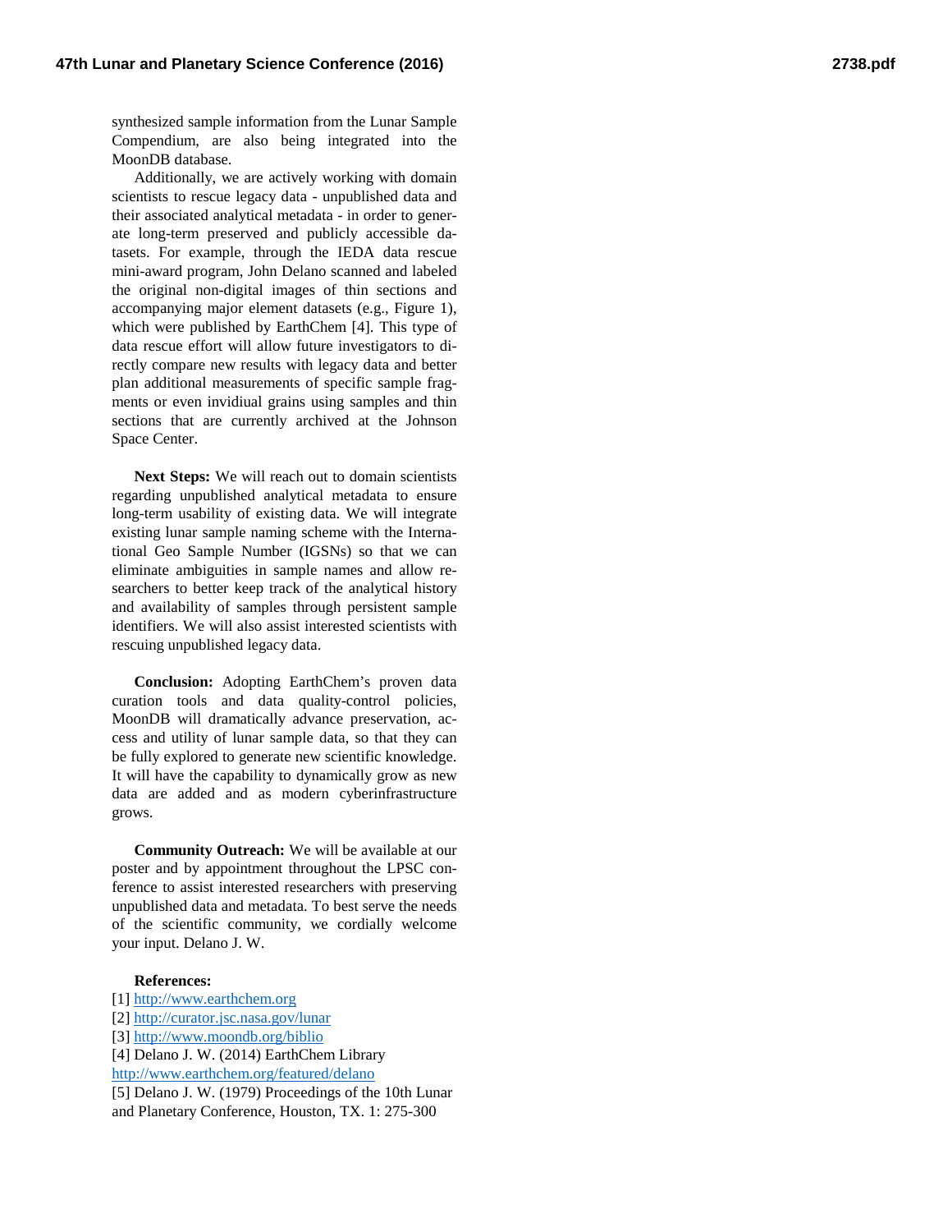synthesized sample information from the Lunar Sample Compendium, are also being integrated into the MoonDB database.

Additionally, we are actively working with domain scientists to rescue legacy data - unpublished data and their associated analytical metadata - in order to generate long-term preserved and publicly accessible datasets. For example, through the IEDA data rescue mini-award program, John Delano scanned and labeled the original non-digital images of thin sections and accompanying major element datasets (e.g., Figure 1), which were published by EarthChem [4]. This type of data rescue effort will allow future investigators to directly compare new results with legacy data and better plan additional measurements of specific sample fragments or even invidiual grains using samples and thin sections that are currently archived at the Johnson Space Center.

**Next Steps:** We will reach out to domain scientists regarding unpublished analytical metadata to ensure long-term usability of existing data. We will integrate existing lunar sample naming scheme with the International Geo Sample Number (IGSNs) so that we can eliminate ambiguities in sample names and allow researchers to better keep track of the analytical history and availability of samples through persistent sample identifiers. We will also assist interested scientists with rescuing unpublished legacy data.

**Conclusion:** Adopting EarthChem's proven data curation tools and data quality-control policies, MoonDB will dramatically advance preservation, access and utility of lunar sample data, so that they can be fully explored to generate new scientific knowledge. It will have the capability to dynamically grow as new data are added and as modern cyberinfrastructure grows.

**Community Outreach:** We will be available at our poster and by appointment throughout the LPSC conference to assist interested researchers with preserving unpublished data and metadata. To best serve the needs of the scientific community, we cordially welcome your input. Delano J. W.

**References:**

[1] http://www.earthchem.org
[2] http://curator.jsc.nasa.gov/lunar
[3] http://www.moondb.org/biblio
[4] Delano J. W. (2014) EarthChem Library http://www.earthchem.org/featured/delano
[5] Delano J. W. (1979) Proceedings of the 10th Lunar and Planetary Conference, Houston, TX. 1: 275-300